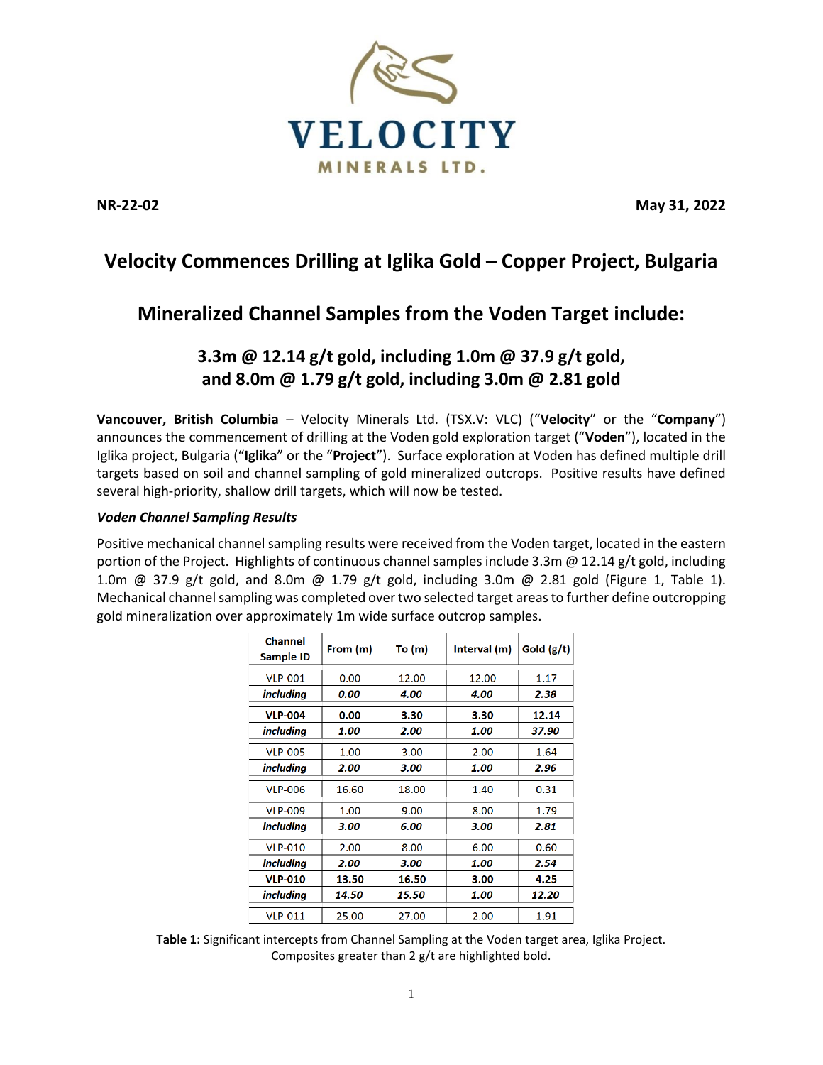**VELOCITY**
**MINERALS LTD.**

**NR-22-02** **May 31, 2022**

# Velocity Commences Drilling at Iglika Gold – Copper Project, Bulgaria

## Mineralized Channel Samples from the Voden Target include:

### 3.3m @ 12.14 g/t gold, including 1.0m @ 37.9 g/t gold, and 8.0m @ 1.79 g/t gold, including 3.0m @ 2.81 gold

**Vancouver, British Columbia** – Velocity Minerals Ltd. (TSX.V: VLC) ("**Velocity**" or the "**Company**") announces the commencement of drilling at the Voden gold exploration target ("**Voden**"), located in the Iglika project, Bulgaria ("**Iglika**" or the "**Project**"). Surface exploration at Voden has defined multiple drill targets based on soil and channel sampling of gold mineralized outcrops. Positive results have defined several high-priority, shallow drill targets, which will now be tested.

### *Voden Channel Sampling Results*

Positive mechanical channel sampling results were received from the Voden target, located in the eastern portion of the Project. Highlights of continuous channel samples include 3.3m @ 12.14 g/t gold, including 1.0m @ 37.9 g/t gold, and 8.0m @ 1.79 g/t gold, including 3.0m @ 2.81 gold (Figure 1, Table 1). Mechanical channel sampling was completed over two selected target areas to further define outcropping gold mineralization over approximately 1m wide surface outcrop samples.

| Channel Sample ID | From (m) | To (m) | Interval (m) | Gold (g/t) |
|---|---|---|---|---|
| VLP-001 | 0.00 | 12.00 | 12.00 | 1.17 |
| ***including*** | ***0.00*** | ***4.00*** | ***4.00*** | ***2.38*** |
| **VLP-004** | **0.00** | **3.30** | **3.30** | **12.14** |
| ***including*** | ***1.00*** | ***2.00*** | ***1.00*** | ***37.90*** |
| VLP-005 | 1.00 | 3.00 | 2.00 | 1.64 |
| ***including*** | ***2.00*** | ***3.00*** | ***1.00*** | ***2.96*** |
| VLP-006 | 16.60 | 18.00 | 1.40 | 0.31 |
| VLP-009 | 1.00 | 9.00 | 8.00 | 1.79 |
| ***including*** | ***3.00*** | ***6.00*** | ***3.00*** | ***2.81*** |
| VLP-010 | 2.00 | 8.00 | 6.00 | 0.60 |
| ***including*** | ***2.00*** | ***3.00*** | ***1.00*** | ***2.54*** |
| **VLP-010** | **13.50** | **16.50** | **3.00** | **4.25** |
| ***including*** | ***14.50*** | ***15.50*** | ***1.00*** | ***12.20*** |
| VLP-011 | 25.00 | 27.00 | 2.00 | 1.91 |

**Table 1:** Significant intercepts from Channel Sampling at the Voden target area, Iglika Project. Composites greater than 2 g/t are highlighted bold.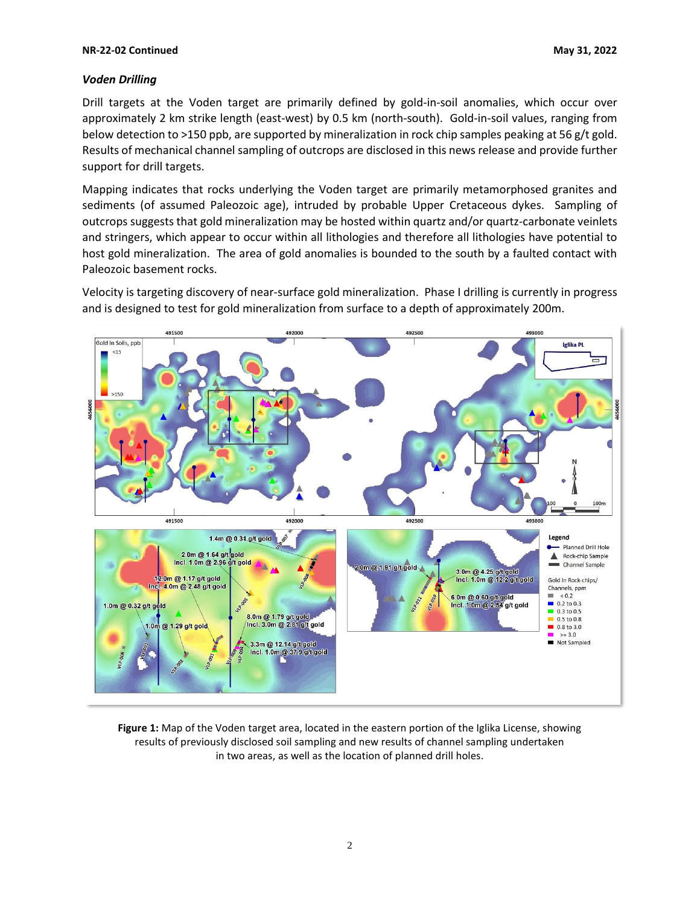### *Voden Drilling*

Drill targets at the Voden target are primarily defined by gold-in-soil anomalies, which occur over approximately 2 km strike length (east-west) by 0.5 km (north-south). Gold-in-soil values, ranging from below detection to >150 ppb, are supported by mineralization in rock chip samples peaking at 56 g/t gold. Results of mechanical channel sampling of outcrops are disclosed in this news release and provide further support for drill targets.

Mapping indicates that rocks underlying the Voden target are primarily metamorphosed granites and sediments (of assumed Paleozoic age), intruded by probable Upper Cretaceous dykes. Sampling of outcrops suggests that gold mineralization may be hosted within quartz and/or quartz-carbonate veinlets and stringers, which appear to occur within all lithologies and therefore all lithologies have potential to host gold mineralization. The area of gold anomalies is bounded to the south by a faulted contact with Paleozoic basement rocks.

Velocity is targeting discovery of near-surface gold mineralization. Phase I drilling is currently in progress and is designed to test for gold mineralization from surface to a depth of approximately 200m.

**Figure 1:** Map of the Voden target area, located in the eastern portion of the Iglika License, showing results of previously disclosed soil sampling and new results of channel sampling undertaken in two areas, as well as the location of planned drill holes.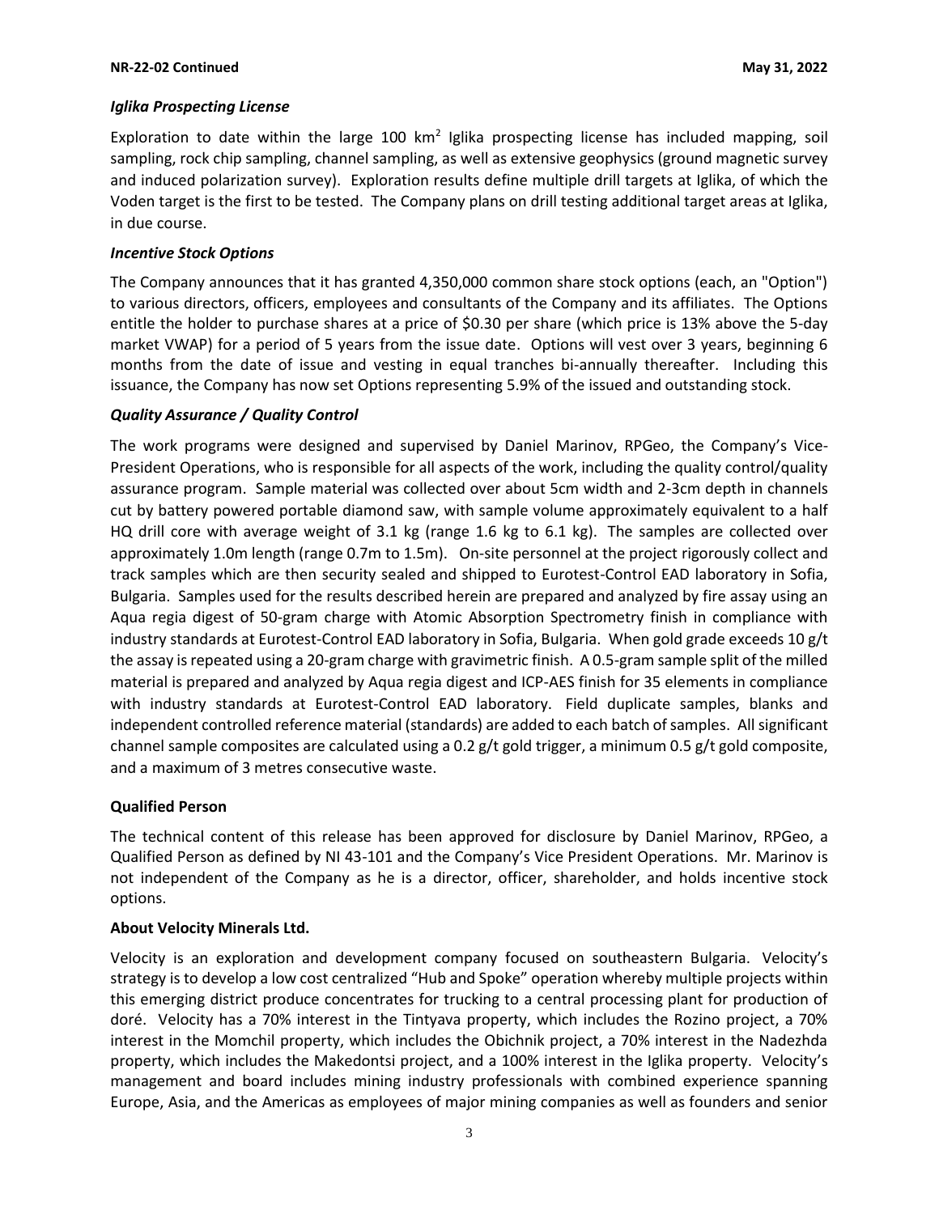### *Iglika Prospecting License*

Exploration to date within the large 100 km$^2$ Iglika prospecting license has included mapping, soil sampling, rock chip sampling, channel sampling, as well as extensive geophysics (ground magnetic survey and induced polarization survey). Exploration results define multiple drill targets at Iglika, of which the Voden target is the first to be tested. The Company plans on drill testing additional target areas at Iglika, in due course.

### *Incentive Stock Options*

The Company announces that it has granted 4,350,000 common share stock options (each, an "Option") to various directors, officers, employees and consultants of the Company and its affiliates. The Options entitle the holder to purchase shares at a price of $0.30 per share (which price is 13% above the 5-day market VWAP) for a period of 5 years from the issue date. Options will vest over 3 years, beginning 6 months from the date of issue and vesting in equal tranches bi-annually thereafter. Including this issuance, the Company has now set Options representing 5.9% of the issued and outstanding stock.

### *Quality Assurance / Quality Control*

The work programs were designed and supervised by Daniel Marinov, RPGeo, the Company's Vice-President Operations, who is responsible for all aspects of the work, including the quality control/quality assurance program. Sample material was collected over about 5cm width and 2-3cm depth in channels cut by battery powered portable diamond saw, with sample volume approximately equivalent to a half HQ drill core with average weight of 3.1 kg (range 1.6 kg to 6.1 kg). The samples are collected over approximately 1.0m length (range 0.7m to 1.5m). On-site personnel at the project rigorously collect and track samples which are then security sealed and shipped to Eurotest-Control EAD laboratory in Sofia, Bulgaria. Samples used for the results described herein are prepared and analyzed by fire assay using an Aqua regia digest of 50-gram charge with Atomic Absorption Spectrometry finish in compliance with industry standards at Eurotest-Control EAD laboratory in Sofia, Bulgaria. When gold grade exceeds 10 g/t the assay is repeated using a 20-gram charge with gravimetric finish. A 0.5-gram sample split of the milled material is prepared and analyzed by Aqua regia digest and ICP-AES finish for 35 elements in compliance with industry standards at Eurotest-Control EAD laboratory. Field duplicate samples, blanks and independent controlled reference material (standards) are added to each batch of samples. All significant channel sample composites are calculated using a 0.2 g/t gold trigger, a minimum 0.5 g/t gold composite, and a maximum of 3 metres consecutive waste.

### **Qualified Person**

The technical content of this release has been approved for disclosure by Daniel Marinov, RPGeo, a Qualified Person as defined by NI 43-101 and the Company's Vice President Operations. Mr. Marinov is not independent of the Company as he is a director, officer, shareholder, and holds incentive stock options.

### **About Velocity Minerals Ltd.**

Velocity is an exploration and development company focused on southeastern Bulgaria. Velocity's strategy is to develop a low cost centralized "Hub and Spoke" operation whereby multiple projects within this emerging district produce concentrates for trucking to a central processing plant for production of doré. Velocity has a 70% interest in the Tintyava property, which includes the Rozino project, a 70% interest in the Momchil property, which includes the Obichnik project, a 70% interest in the Nadezhda property, which includes the Makedontsi project, and a 100% interest in the Iglika property. Velocity's management and board includes mining industry professionals with combined experience spanning Europe, Asia, and the Americas as employees of major mining companies as well as founders and senior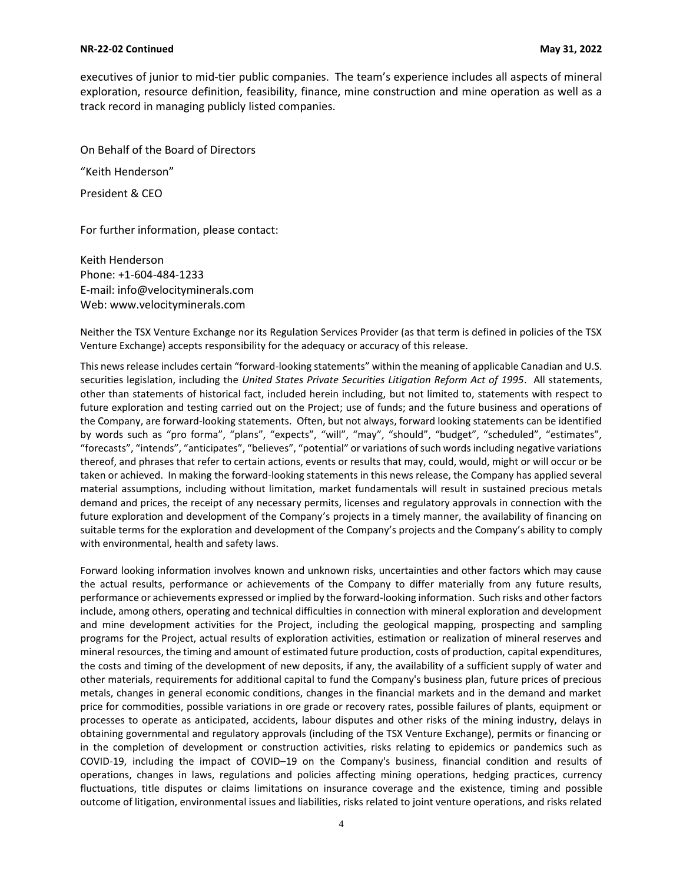executives of junior to mid-tier public companies. The team's experience includes all aspects of mineral exploration, resource definition, feasibility, finance, mine construction and mine operation as well as a track record in managing publicly listed companies.

On Behalf of the Board of Directors

"Keith Henderson"

President & CEO

For further information, please contact:

Keith Henderson  
Phone: +1-604-484-1233  
E-mail: info@velocityminerals.com  
Web: www.velocityminerals.com

Neither the TSX Venture Exchange nor its Regulation Services Provider (as that term is defined in policies of the TSX Venture Exchange) accepts responsibility for the adequacy or accuracy of this release.

This news release includes certain "forward-looking statements" within the meaning of applicable Canadian and U.S. securities legislation, including the *United States Private Securities Litigation Reform Act of 1995*. All statements, other than statements of historical fact, included herein including, but not limited to, statements with respect to future exploration and testing carried out on the Project; use of funds; and the future business and operations of the Company, are forward-looking statements. Often, but not always, forward looking statements can be identified by words such as "pro forma", "plans", "expects", "will", "may", "should", "budget", "scheduled", "estimates", "forecasts", "intends", "anticipates", "believes", "potential" or variations of such words including negative variations thereof, and phrases that refer to certain actions, events or results that may, could, would, might or will occur or be taken or achieved. In making the forward-looking statements in this news release, the Company has applied several material assumptions, including without limitation, market fundamentals will result in sustained precious metals demand and prices, the receipt of any necessary permits, licenses and regulatory approvals in connection with the future exploration and development of the Company's projects in a timely manner, the availability of financing on suitable terms for the exploration and development of the Company's projects and the Company's ability to comply with environmental, health and safety laws.

Forward looking information involves known and unknown risks, uncertainties and other factors which may cause the actual results, performance or achievements of the Company to differ materially from any future results, performance or achievements expressed or implied by the forward-looking information. Such risks and other factors include, among others, operating and technical difficulties in connection with mineral exploration and development and mine development activities for the Project, including the geological mapping, prospecting and sampling programs for the Project, actual results of exploration activities, estimation or realization of mineral reserves and mineral resources, the timing and amount of estimated future production, costs of production, capital expenditures, the costs and timing of the development of new deposits, if any, the availability of a sufficient supply of water and other materials, requirements for additional capital to fund the Company's business plan, future prices of precious metals, changes in general economic conditions, changes in the financial markets and in the demand and market price for commodities, possible variations in ore grade or recovery rates, possible failures of plants, equipment or processes to operate as anticipated, accidents, labour disputes and other risks of the mining industry, delays in obtaining governmental and regulatory approvals (including of the TSX Venture Exchange), permits or financing or in the completion of development or construction activities, risks relating to epidemics or pandemics such as COVID-19, including the impact of COVID–19 on the Company's business, financial condition and results of operations, changes in laws, regulations and policies affecting mining operations, hedging practices, currency fluctuations, title disputes or claims limitations on insurance coverage and the existence, timing and possible outcome of litigation, environmental issues and liabilities, risks related to joint venture operations, and risks related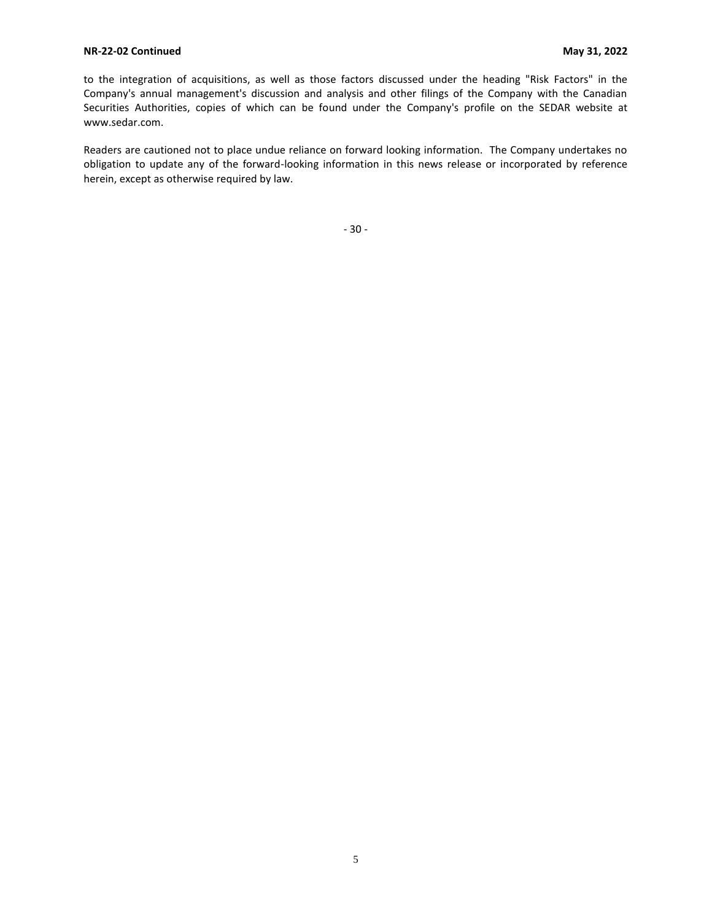to the integration of acquisitions, as well as those factors discussed under the heading "Risk Factors" in the Company's annual management's discussion and analysis and other filings of the Company with the Canadian Securities Authorities, copies of which can be found under the Company's profile on the SEDAR website at www.sedar.com.

Readers are cautioned not to place undue reliance on forward looking information. The Company undertakes no obligation to update any of the forward-looking information in this news release or incorporated by reference herein, except as otherwise required by law.

- 30 -